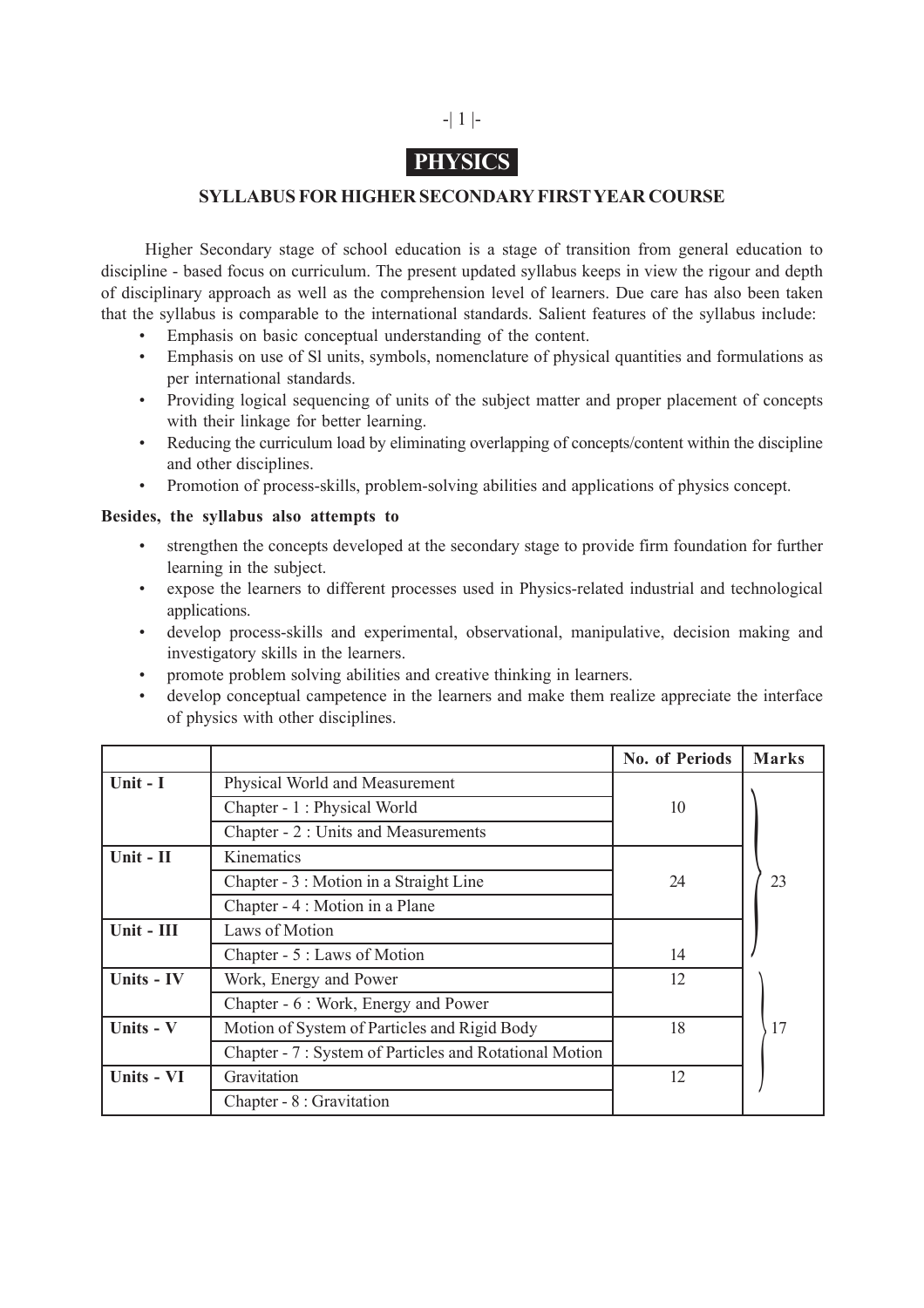# PHYSICS

## SYLLABUS FOR HIGHER SECONDARY FIRST YEAR COURSE

Higher Secondary stage of school education is a stage of transition from general education to discipline - based focus on curriculum. The present updated syllabus keeps in view the rigour and depth of disciplinary approach as well as the comprehension level of learners. Due care has also been taken that the syllabus is comparable to the international standards. Salient features of the syllabus include:

- Emphasis on basic conceptual understanding of the content.
- Emphasis on use of Sl units, symbols, nomenclature of physical quantities and formulations as per international standards.
- Providing logical sequencing of units of the subject matter and proper placement of concepts with their linkage for better learning.
- Reducing the curriculum load by eliminating overlapping of concepts/content within the discipline and other disciplines.
- Promotion of process-skills, problem-solving abilities and applications of physics concept.

**Besides, the syllabus also attempts to**

- strengthen the concepts developed at the secondary stage to provide firm foundation for further learning in the subject.
- expose the learners to different processes used in Physics-related industrial and technological applications.
- develop process-skills and experimental, observational, manipulative, decision making and investigatory skills in the learners.
- promote problem solving abilities and creative thinking in learners.
- develop conceptual campetence in the learners and make them realize appreciate the interface of physics with other disciplines.

| | | No. of Periods | Marks |
|---|---|---|---|
| **Unit - I** | Physical World and Measurement | 10 | 23 |
| | Chapter - 1 : Physical World | | |
| | Chapter - 2 : Units and Measurements | | |
| **Unit - II** | Kinematics | 24 | |
| | Chapter - 3 : Motion in a Straight Line | | |
| | Chapter - 4 : Motion in a Plane | | |
| **Unit - III** | Laws of Motion | 14 | |
| | Chapter - 5 : Laws of Motion | | |
| **Units - IV** | Work, Energy and Power | 12 | 17 |
| | Chapter - 6 : Work, Energy and Power | | |
| **Units - V** | Motion of System of Particles and Rigid Body | 18 | |
| | Chapter - 7 : System of Particles and Rotational Motion | | |
| **Units - VI** | Gravitation | 12 | |
| | Chapter - 8 : Gravitation | | |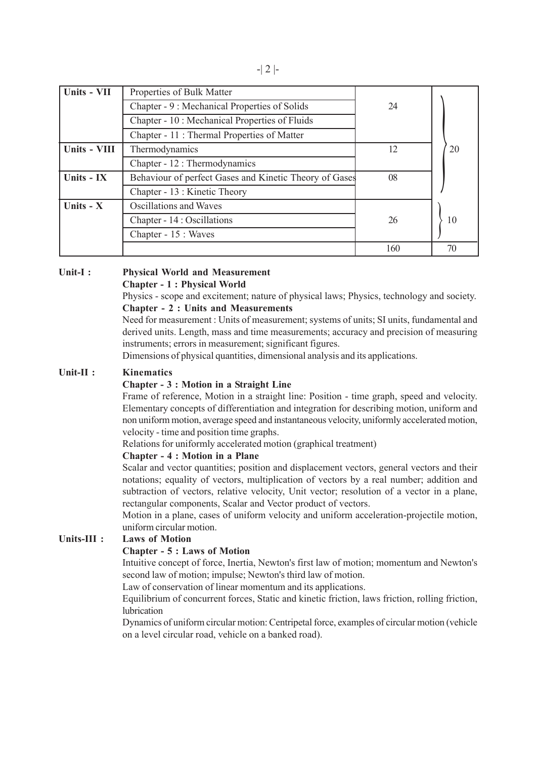| | | | |
|---|---|---|---|
| **Units - VII** | Properties of Bulk Matter | 24 | 20 |
| | Chapter - 9 : Mechanical Properties of Solids | | |
| | Chapter - 10 : Mechanical Properties of Fluids | | |
| | Chapter - 11 : Thermal Properties of Matter | | |
| **Units - VIII** | Thermodynamics | 12 | |
| | Chapter - 12 : Thermodynamics | | |
| **Units - IX** | Behaviour of perfect Gases and Kinetic Theory of Gases | 08 | |
| | Chapter - 13 : Kinetic Theory | | |
| **Units - X** | Oscillations and Waves | 26 | 10 |
| | Chapter - 14 : Oscillations | | |
| | Chapter - 15 : Waves | | |
| | | 160 | 70 |

**Unit-I : Physical World and Measurement**

**Chapter - 1 : Physical World**

Physics - scope and excitement; nature of physical laws; Physics, technology and society.

**Chapter - 2 : Units and Measurements**

Need for measurement : Units of measurement; systems of units; SI units, fundamental and derived units. Length, mass and time measurements; accuracy and precision of measuring instruments; errors in measurement; significant figures.

Dimensions of physical quantities, dimensional analysis and its applications.

**Unit-II : Kinematics**

**Chapter - 3 : Motion in a Straight Line**

Frame of reference, Motion in a straight line: Position - time graph, speed and velocity. Elementary concepts of differentiation and integration for describing motion, uniform and non uniform motion, average speed and instantaneous velocity, uniformly accelerated motion, velocity - time and position time graphs.

Relations for uniformly accelerated motion (graphical treatment)

**Chapter - 4 : Motion in a Plane**

Scalar and vector quantities; position and displacement vectors, general vectors and their notations; equality of vectors, multiplication of vectors by a real number; addition and subtraction of vectors, relative velocity, Unit vector; resolution of a vector in a plane, rectangular components, Scalar and Vector product of vectors.

Motion in a plane, cases of uniform velocity and uniform acceleration-projectile motion, uniform circular motion.

**Units-III : Laws of Motion**

**Chapter - 5 : Laws of Motion**

Intuitive concept of force, Inertia, Newton's first law of motion; momentum and Newton's second law of motion; impulse; Newton's third law of motion.

Law of conservation of linear momentum and its applications.

Equilibrium of concurrent forces, Static and kinetic friction, laws friction, rolling friction, lubrication

Dynamics of uniform circular motion: Centripetal force, examples of circular motion (vehicle on a level circular road, vehicle on a banked road).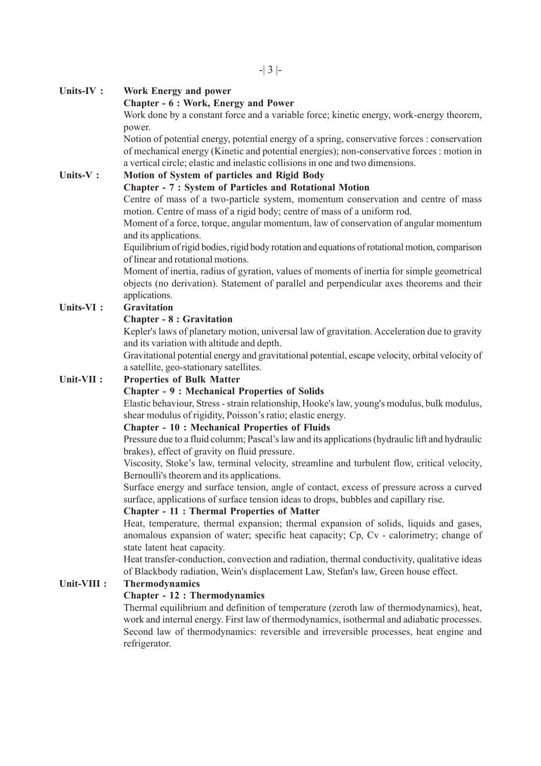**Units-IV : Work Energy and power**

**Chapter - 6 : Work, Energy and Power**

Work done by a constant force and a variable force; kinetic energy, work-energy theorem, power.

Notion of potential energy, potential energy of a spring, conservative forces : conservation of mechanical energy (Kinetic and potential energies); non-conservative forces : motion in a vertical circle; elastic and inelastic collisions in one and two dimensions.

**Units-V : Motion of System of particles and Rigid Body**

**Chapter - 7 : System of Particles and Rotational Motion**

Centre of mass of a two-particle system, momentum conservation and centre of mass motion. Centre of mass of a rigid body; centre of mass of a uniform rod.

Moment of a force, torque, angular momentum, law of conservation of angular momentum and its applications.

Equilibrium of rigid bodies, rigid body rotation and equations of rotational motion, comparison of linear and rotational motions.

Moment of inertia, radius of gyration, values of moments of inertia for simple geometrical objects (no derivation). Statement of parallel and perpendicular axes theorems and their applications.

**Units-VI : Gravitation**

**Chapter - 8 : Gravitation**

Kepler's laws of planetary motion, universal law of gravitation. Acceleration due to gravity and its variation with altitude and depth.

Gravitational potential energy and gravitational potential, escape velocity, orbital velocity of a satellite, geo-stationary satellites.

**Unit-VII : Properties of Bulk Matter**

**Chapter - 9 : Mechanical Properties of Solids**

Elastic behaviour, Stress - strain relationship, Hooke's law, young's modulus, bulk modulus, shear modulus of rigidity, Poisson's ratio; elastic energy.

**Chapter - 10 : Mechanical Properties of Fluids**

Pressure due to a fluid columm; Pascal's law and its applications (hydraulic lift and hydraulic brakes), effect of gravity on fluid pressure.

Viscosity, Stoke's law, terminal velocity, streamline and turbulent flow, critical velocity, Bernoulli's theorem and its applications.

Surface energy and surface tension, angle of contact, excess of pressure across a curved surface, applications of surface tension ideas to drops, bubbles and capillary rise.

**Chapter - 11 : Thermal Properties of Matter**

Heat, temperature, thermal expansion; thermal expansion of solids, liquids and gases, anomalous expansion of water; specific heat capacity; Cp, Cv - calorimetry; change of state latent heat capacity.

Heat transfer-conduction, convection and radiation, thermal conductivity, qualitative ideas of Blackbody radiation, Wein's displacement Law, Stefan's law, Green house effect.

**Unit-VIII : Thermodynamics**

**Chapter - 12 : Thermodynamics**

Thermal equilibrium and definition of temperature (zeroth law of thermodynamics), heat, work and internal energy. First law of thermodynamics, isothermal and adiabatic processes. Second law of thermodynamics: reversible and irreversible processes, heat engine and refrigerator.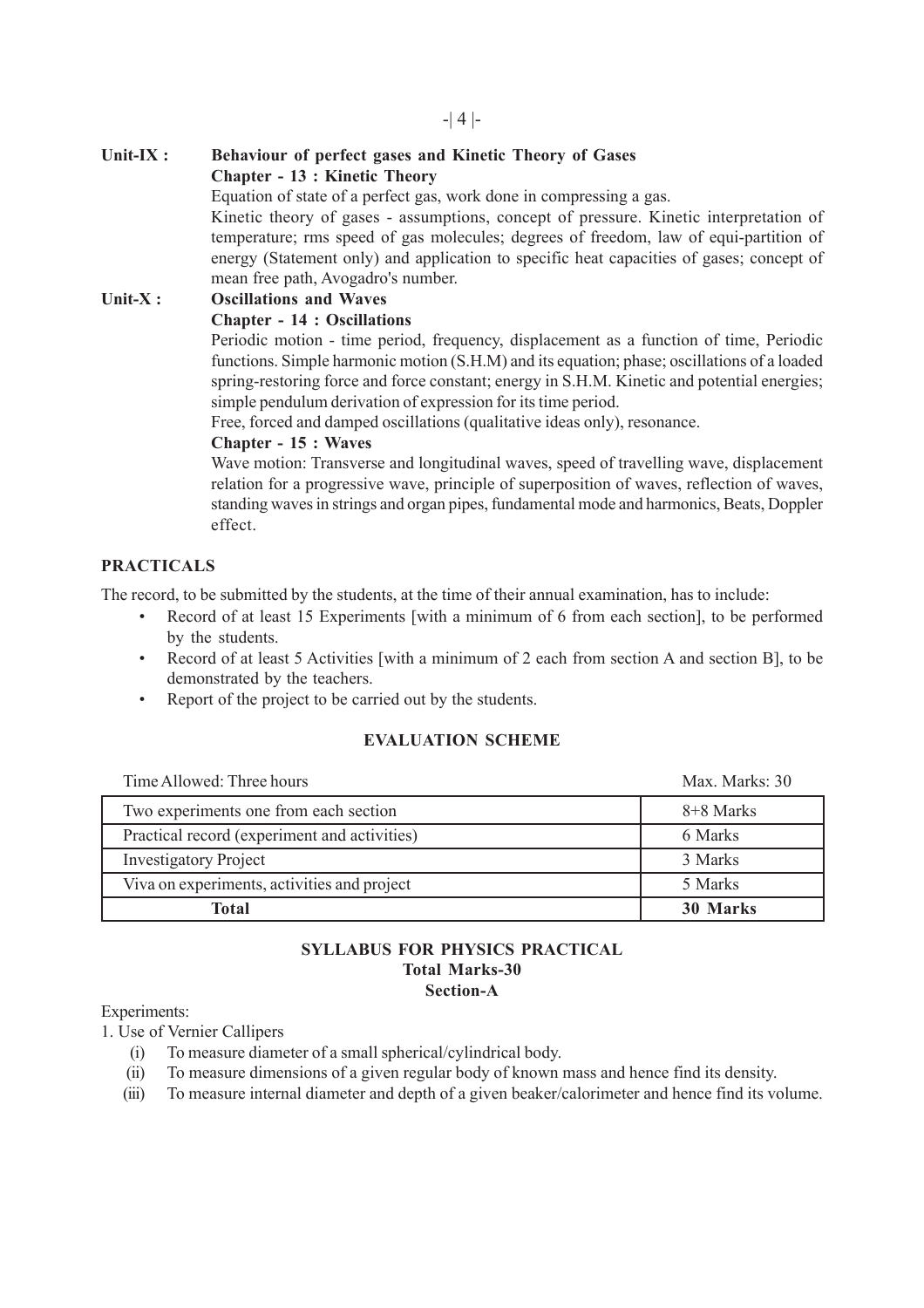**Unit-IX : Behaviour of perfect gases and Kinetic Theory of Gases**

**Chapter - 13 : Kinetic Theory**

Equation of state of a perfect gas, work done in compressing a gas.

Kinetic theory of gases - assumptions, concept of pressure. Kinetic interpretation of temperature; rms speed of gas molecules; degrees of freedom, law of equi-partition of energy (Statement only) and application to specific heat capacities of gases; concept of mean free path, Avogadro's number.

**Unit-X : Oscillations and Waves**

**Chapter - 14 : Oscillations**

Periodic motion - time period, frequency, displacement as a function of time, Periodic functions. Simple harmonic motion (S.H.M) and its equation; phase; oscillations of a loaded spring-restoring force and force constant; energy in S.H.M. Kinetic and potential energies; simple pendulum derivation of expression for its time period.

Free, forced and damped oscillations (qualitative ideas only), resonance.

**Chapter - 15 : Waves**

Wave motion: Transverse and longitudinal waves, speed of travelling wave, displacement relation for a progressive wave, principle of superposition of waves, reflection of waves, standing waves in strings and organ pipes, fundamental mode and harmonics, Beats, Doppler effect.

## PRACTICALS

The record, to be submitted by the students, at the time of their annual examination, has to include:

- Record of at least 15 Experiments [with a minimum of 6 from each section], to be performed by the students.
- Record of at least 5 Activities [with a minimum of 2 each from section A and section B], to be demonstrated by the teachers.
- Report of the project to be carried out by the students.

### EVALUATION SCHEME

Time Allowed: Three hours Max. Marks: 30

| | |
|---|---|
| Two experiments one from each section | 8+8 Marks |
| Practical record (experiment and activities) | 6 Marks |
| Investigatory Project | 3 Marks |
| Viva on experiments, activities and project | 5 Marks |
| **Total** | **30 Marks** |

### SYLLABUS FOR PHYSICS PRACTICAL

**Total Marks-30**

**Section-A**

Experiments:

1. Use of Vernier Callipers
   (i) To measure diameter of a small spherical/cylindrical body.
   (ii) To measure dimensions of a given regular body of known mass and hence find its density.
   (iii) To measure internal diameter and depth of a given beaker/calorimeter and hence find its volume.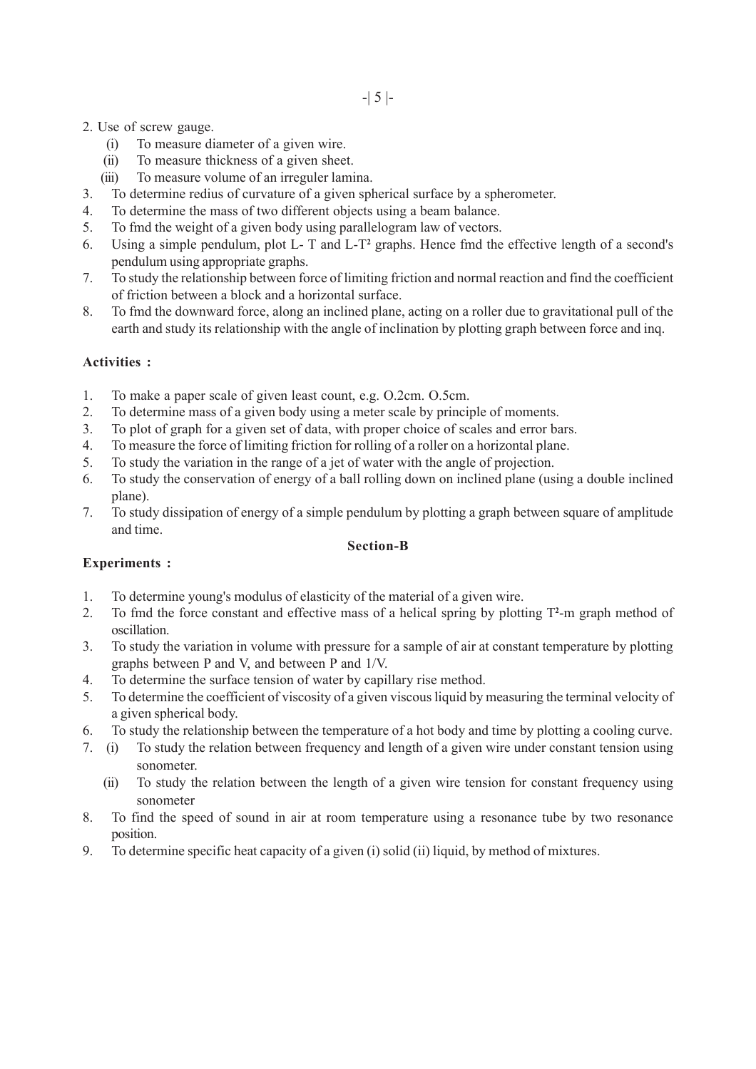2. Use of screw gauge.
    (i) To measure diameter of a given wire.
    (ii) To measure thickness of a given sheet.
    (iii) To measure volume of an irreguler lamina.
3. To determine redius of curvature of a given spherical surface by a spherometer.
4. To determine the mass of two different objects using a beam balance.
5. To fmd the weight of a given body using parallelogram law of vectors.
6. Using a simple pendulum, plot L- T and L-$T^2$ graphs. Hence fmd the effective length of a second's pendulum using appropriate graphs.
7. To study the relationship between force of limiting friction and normal reaction and find the coefficient of friction between a block and a horizontal surface.
8. To fmd the downward force, along an inclined plane, acting on a roller due to gravitational pull of the earth and study its relationship with the angle of inclination by plotting graph between force and inq.

**Activities :**

1. To make a paper scale of given least count, e.g. O.2cm. O.5cm.
2. To determine mass of a given body using a meter scale by principle of moments.
3. To plot of graph for a given set of data, with proper choice of scales and error bars.
4. To measure the force of limiting friction for rolling of a roller on a horizontal plane.
5. To study the variation in the range of a jet of water with the angle of projection.
6. To study the conservation of energy of a ball rolling down on inclined plane (using a double inclined plane).
7. To study dissipation of energy of a simple pendulum by plotting a graph between square of amplitude and time.

**Section-B**

**Experiments :**

1. To determine young's modulus of elasticity of the material of a given wire.
2. To fmd the force constant and effective mass of a helical spring by plotting $T^2$-m graph method of oscillation.
3. To study the variation in volume with pressure for a sample of air at constant temperature by plotting graphs between P and V, and between P and 1/V.
4. To determine the surface tension of water by capillary rise method.
5. To determine the coefficient of viscosity of a given viscous liquid by measuring the terminal velocity of a given spherical body.
6. To study the relationship between the temperature of a hot body and time by plotting a cooling curve.
7. (i) To study the relation between frequency and length of a given wire under constant tension using sonometer.
    (ii) To study the relation between the length of a given wire tension for constant frequency using sonometer
8. To find the speed of sound in air at room temperature using a resonance tube by two resonance position.
9. To determine specific heat capacity of a given (i) solid (ii) liquid, by method of mixtures.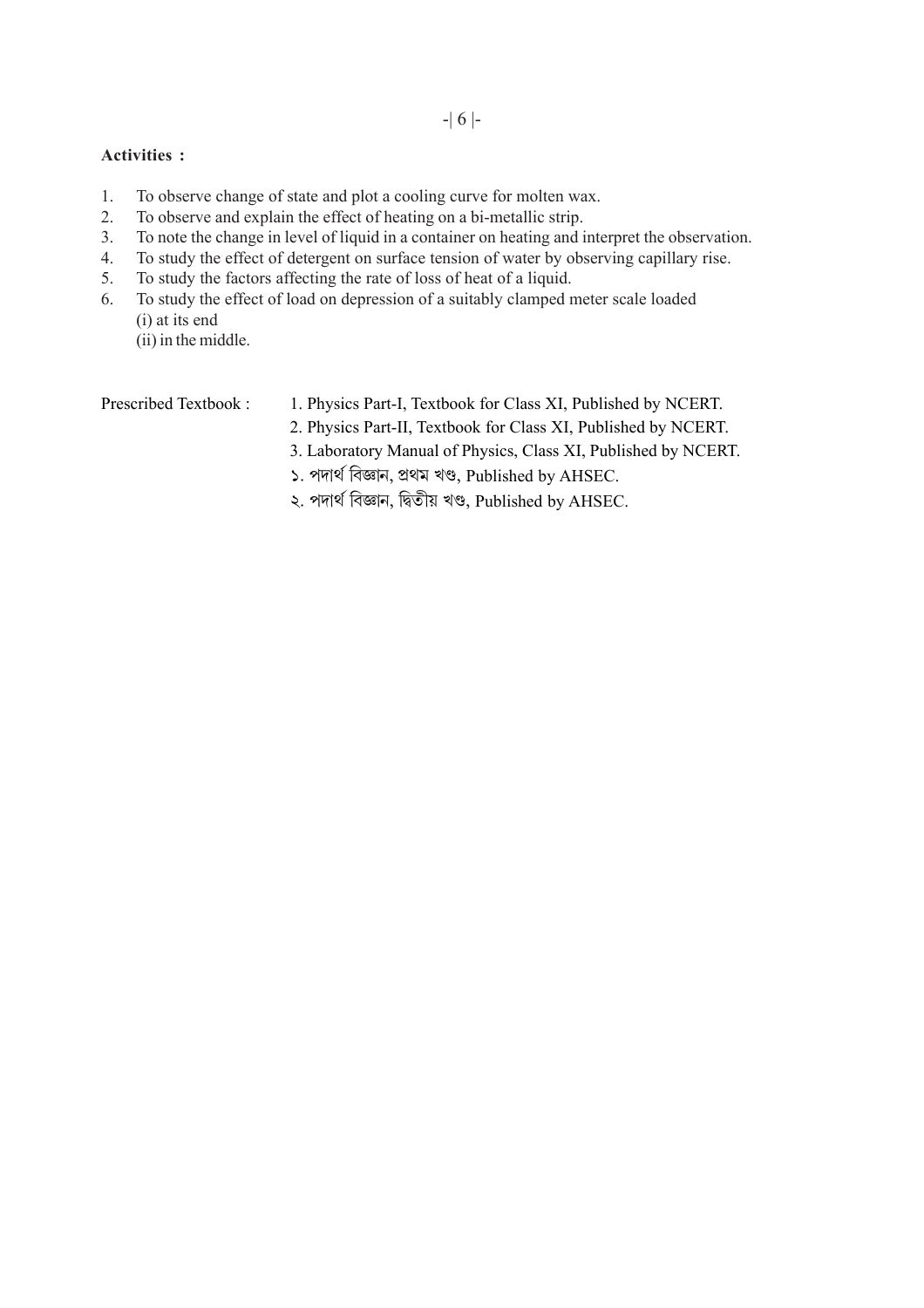**Activities :**

1. To observe change of state and plot a cooling curve for molten wax.
2. To observe and explain the effect of heating on a bi-metallic strip.
3. To note the change in level of liquid in a container on heating and interpret the observation.
4. To study the effect of detergent on surface tension of water by observing capillary rise.
5. To study the factors affecting the rate of loss of heat of a liquid.
6. To study the effect of load on depression of a suitably clamped meter scale loaded
   (i) at its end
   (ii) in the middle.

Prescribed Textbook :

1. Physics Part-I, Textbook for Class XI, Published by NCERT.
2. Physics Part-II, Textbook for Class XI, Published by NCERT.
3. Laboratory Manual of Physics, Class XI, Published by NCERT.

১. পদাৰ্থ বিজ্ঞান, প্ৰথম খণ্ড, Published by AHSEC.

২. পদাৰ্থ বিজ্ঞান, দ্বিতীয় খণ্ড, Published by AHSEC.